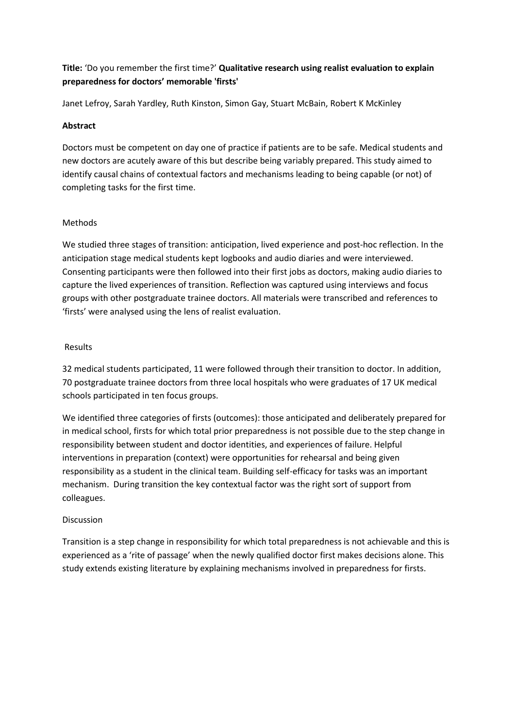**Title:** 'Do you remember the first time?' **Qualitative research using realist evaluation to explain preparedness for doctors' memorable 'firsts'**

Janet Lefroy, Sarah Yardley, Ruth Kinston, Simon Gay, Stuart McBain, Robert K McKinley

**Abstract**

Doctors must be competent on day one of practice if patients are to be safe. Medical students and new doctors are acutely aware of this but describe being variably prepared. This study aimed to identify causal chains of contextual factors and mechanisms leading to being capable (or not) of completing tasks for the first time.

Methods

We studied three stages of transition: anticipation, lived experience and post-hoc reflection. In the anticipation stage medical students kept logbooks and audio diaries and were interviewed. Consenting participants were then followed into their first jobs as doctors, making audio diaries to capture the lived experiences of transition. Reflection was captured using interviews and focus groups with other postgraduate trainee doctors. All materials were transcribed and references to 'firsts' were analysed using the lens of realist evaluation.

Results

32 medical students participated, 11 were followed through their transition to doctor. In addition, 70 postgraduate trainee doctors from three local hospitals who were graduates of 17 UK medical schools participated in ten focus groups.

We identified three categories of firsts (outcomes): those anticipated and deliberately prepared for in medical school, firsts for which total prior preparedness is not possible due to the step change in responsibility between student and doctor identities, and experiences of failure. Helpful interventions in preparation (context) were opportunities for rehearsal and being given responsibility as a student in the clinical team. Building self-efficacy for tasks was an important mechanism. During transition the key contextual factor was the right sort of support from colleagues.

Discussion

Transition is a step change in responsibility for which total preparedness is not achievable and this is experienced as a 'rite of passage' when the newly qualified doctor first makes decisions alone. This study extends existing literature by explaining mechanisms involved in preparedness for firsts.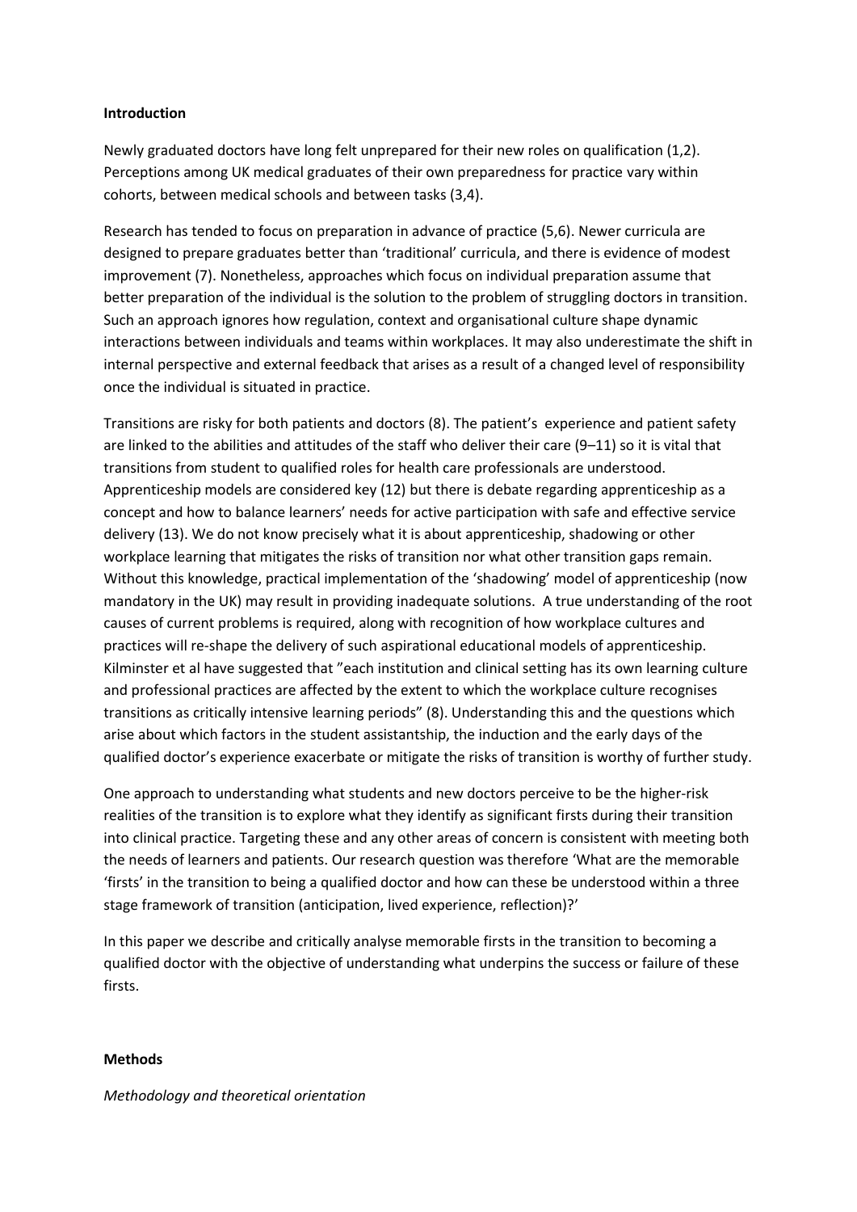## Introduction

Newly graduated doctors have long felt unprepared for their new roles on qualification (1,2). Perceptions among UK medical graduates of their own preparedness for practice vary within cohorts, between medical schools and between tasks (3,4).

Research has tended to focus on preparation in advance of practice (5,6). Newer curricula are designed to prepare graduates better than 'traditional' curricula, and there is evidence of modest improvement (7). Nonetheless, approaches which focus on individual preparation assume that better preparation of the individual is the solution to the problem of struggling doctors in transition. Such an approach ignores how regulation, context and organisational culture shape dynamic interactions between individuals and teams within workplaces. It may also underestimate the shift in internal perspective and external feedback that arises as a result of a changed level of responsibility once the individual is situated in practice.

Transitions are risky for both patients and doctors (8). The patient's experience and patient safety are linked to the abilities and attitudes of the staff who deliver their care (9–11) so it is vital that transitions from student to qualified roles for health care professionals are understood. Apprenticeship models are considered key (12) but there is debate regarding apprenticeship as a concept and how to balance learners' needs for active participation with safe and effective service delivery (13). We do not know precisely what it is about apprenticeship, shadowing or other workplace learning that mitigates the risks of transition nor what other transition gaps remain. Without this knowledge, practical implementation of the 'shadowing' model of apprenticeship (now mandatory in the UK) may result in providing inadequate solutions. A true understanding of the root causes of current problems is required, along with recognition of how workplace cultures and practices will re-shape the delivery of such aspirational educational models of apprenticeship. Kilminster et al have suggested that "each institution and clinical setting has its own learning culture and professional practices are affected by the extent to which the workplace culture recognises transitions as critically intensive learning periods" (8). Understanding this and the questions which arise about which factors in the student assistantship, the induction and the early days of the qualified doctor's experience exacerbate or mitigate the risks of transition is worthy of further study.

One approach to understanding what students and new doctors perceive to be the higher-risk realities of the transition is to explore what they identify as significant firsts during their transition into clinical practice. Targeting these and any other areas of concern is consistent with meeting both the needs of learners and patients. Our research question was therefore 'What are the memorable 'firsts' in the transition to being a qualified doctor and how can these be understood within a three stage framework of transition (anticipation, lived experience, reflection)?'

In this paper we describe and critically analyse memorable firsts in the transition to becoming a qualified doctor with the objective of understanding what underpins the success or failure of these firsts.

## Methods

*Methodology and theoretical orientation*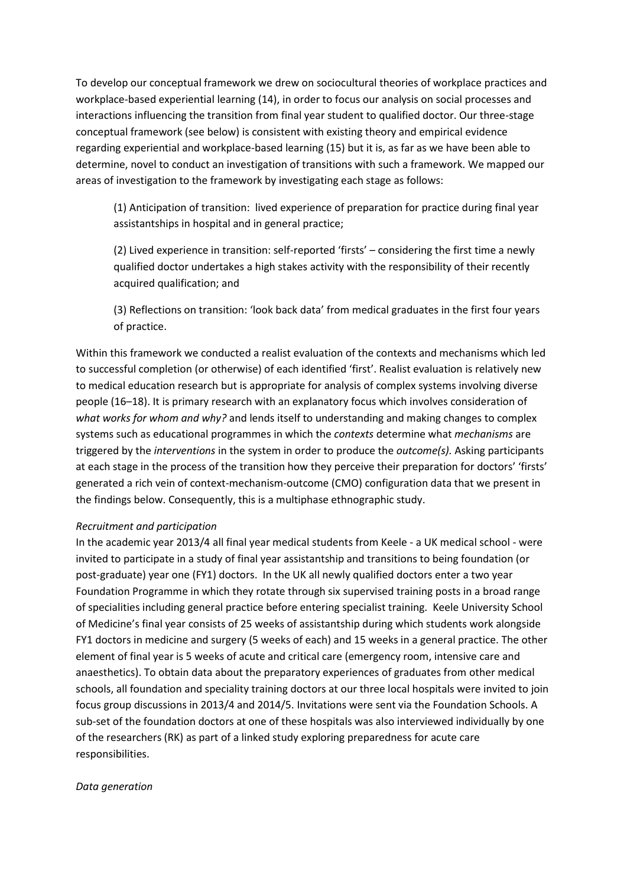To develop our conceptual framework we drew on sociocultural theories of workplace practices and workplace-based experiential learning (14), in order to focus our analysis on social processes and interactions influencing the transition from final year student to qualified doctor. Our three-stage conceptual framework (see below) is consistent with existing theory and empirical evidence regarding experiential and workplace-based learning (15) but it is, as far as we have been able to determine, novel to conduct an investigation of transitions with such a framework. We mapped our areas of investigation to the framework by investigating each stage as follows:

(1) Anticipation of transition: lived experience of preparation for practice during final year assistantships in hospital and in general practice;

(2) Lived experience in transition: self-reported 'firsts' – considering the first time a newly qualified doctor undertakes a high stakes activity with the responsibility of their recently acquired qualification; and

(3) Reflections on transition: 'look back data' from medical graduates in the first four years of practice.

Within this framework we conducted a realist evaluation of the contexts and mechanisms which led to successful completion (or otherwise) of each identified 'first'. Realist evaluation is relatively new to medical education research but is appropriate for analysis of complex systems involving diverse people (16–18). It is primary research with an explanatory focus which involves consideration of *what works for whom and why?* and lends itself to understanding and making changes to complex systems such as educational programmes in which the *contexts* determine what *mechanisms* are triggered by the *interventions* in the system in order to produce the *outcome(s).* Asking participants at each stage in the process of the transition how they perceive their preparation for doctors' 'firsts' generated a rich vein of context-mechanism-outcome (CMO) configuration data that we present in the findings below. Consequently, this is a multiphase ethnographic study.

*Recruitment and participation*

In the academic year 2013/4 all final year medical students from Keele - a UK medical school - were invited to participate in a study of final year assistantship and transitions to being foundation (or post-graduate) year one (FY1) doctors. In the UK all newly qualified doctors enter a two year Foundation Programme in which they rotate through six supervised training posts in a broad range of specialities including general practice before entering specialist training. Keele University School of Medicine's final year consists of 25 weeks of assistantship during which students work alongside FY1 doctors in medicine and surgery (5 weeks of each) and 15 weeks in a general practice. The other element of final year is 5 weeks of acute and critical care (emergency room, intensive care and anaesthetics). To obtain data about the preparatory experiences of graduates from other medical schools, all foundation and speciality training doctors at our three local hospitals were invited to join focus group discussions in 2013/4 and 2014/5. Invitations were sent via the Foundation Schools. A sub-set of the foundation doctors at one of these hospitals was also interviewed individually by one of the researchers (RK) as part of a linked study exploring preparedness for acute care responsibilities.

*Data generation*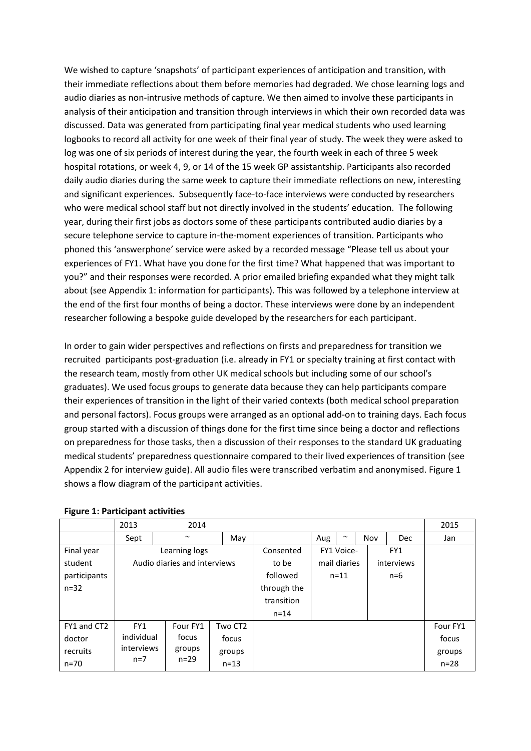We wished to capture 'snapshots' of participant experiences of anticipation and transition, with their immediate reflections about them before memories had degraded. We chose learning logs and audio diaries as non-intrusive methods of capture. We then aimed to involve these participants in analysis of their anticipation and transition through interviews in which their own recorded data was discussed. Data was generated from participating final year medical students who used learning logbooks to record all activity for one week of their final year of study. The week they were asked to log was one of six periods of interest during the year, the fourth week in each of three 5 week hospital rotations, or week 4, 9, or 14 of the 15 week GP assistantship. Participants also recorded daily audio diaries during the same week to capture their immediate reflections on new, interesting and significant experiences. Subsequently face-to-face interviews were conducted by researchers who were medical school staff but not directly involved in the students' education. The following year, during their first jobs as doctors some of these participants contributed audio diaries by a secure telephone service to capture in-the-moment experiences of transition. Participants who phoned this 'answerphone' service were asked by a recorded message "Please tell us about your experiences of FY1. What have you done for the first time? What happened that was important to you?" and their responses were recorded. A prior emailed briefing expanded what they might talk about (see Appendix 1: information for participants). This was followed by a telephone interview at the end of the first four months of being a doctor. These interviews were done by an independent researcher following a bespoke guide developed by the researchers for each participant.

In order to gain wider perspectives and reflections on firsts and preparedness for transition we recruited participants post-graduation (i.e. already in FY1 or specialty training at first contact with the research team, mostly from other UK medical schools but including some of our school's graduates). We used focus groups to generate data because they can help participants compare their experiences of transition in the light of their varied contexts (both medical school preparation and personal factors). Focus groups were arranged as an optional add-on to training days. Each focus group started with a discussion of things done for the first time since being a doctor and reflections on preparedness for those tasks, then a discussion of their responses to the standard UK graduating medical students' preparedness questionnaire compared to their lived experiences of transition (see Appendix 2 for interview guide). All audio files were transcribed verbatim and anonymised. Figure 1 shows a flow diagram of the participant activities.

**Figure 1: Participant activities**

| | 2013 | 2014 | | | | | | | 2015 |
|---|---|---|---|---|---|---|---|---|---|
| | Sept | ~ | May | | Aug | ~ | Nov | Dec | Jan |
| Final year student participants n=32 | Learning logs Audio diaries and interviews | | | Consented to be followed through the transition n=14 | FY1 Voice-mail diaries n=11 | | FY1 interviews n=6 | | |
| FY1 and CT2 doctor recruits n=70 | FY1 individual interviews n=7 | Four FY1 focus groups n=29 | Two CT2 focus groups n=13 | | | | | | Four FY1 focus groups n=28 |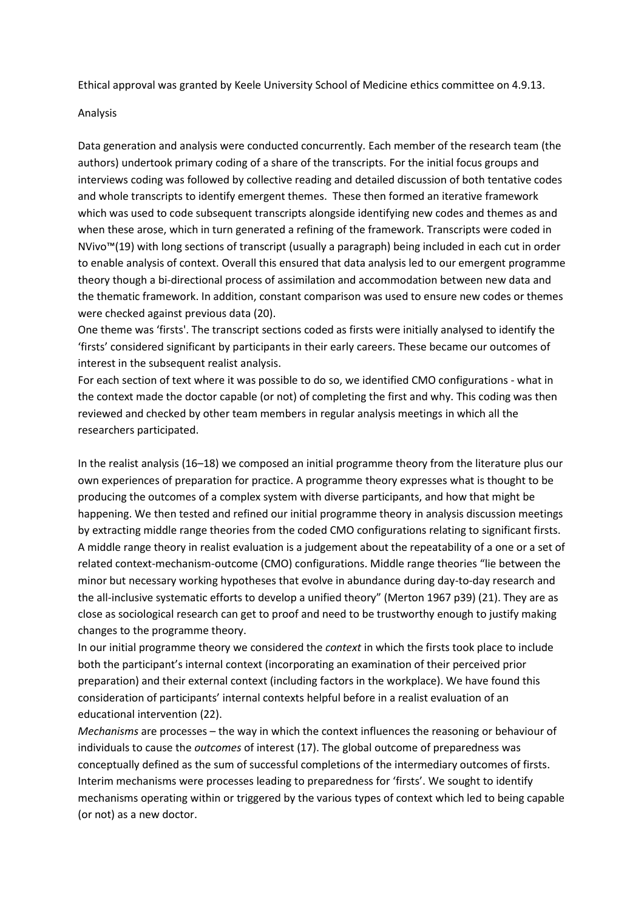Ethical approval was granted by Keele University School of Medicine ethics committee on 4.9.13.

## Analysis

Data generation and analysis were conducted concurrently. Each member of the research team (the authors) undertook primary coding of a share of the transcripts. For the initial focus groups and interviews coding was followed by collective reading and detailed discussion of both tentative codes and whole transcripts to identify emergent themes. These then formed an iterative framework which was used to code subsequent transcripts alongside identifying new codes and themes as and when these arose, which in turn generated a refining of the framework. Transcripts were coded in NVivo™(19) with long sections of transcript (usually a paragraph) being included in each cut in order to enable analysis of context. Overall this ensured that data analysis led to our emergent programme theory though a bi-directional process of assimilation and accommodation between new data and the thematic framework. In addition, constant comparison was used to ensure new codes or themes were checked against previous data (20).

One theme was 'firsts'. The transcript sections coded as firsts were initially analysed to identify the 'firsts' considered significant by participants in their early careers. These became our outcomes of interest in the subsequent realist analysis.

For each section of text where it was possible to do so, we identified CMO configurations - what in the context made the doctor capable (or not) of completing the first and why. This coding was then reviewed and checked by other team members in regular analysis meetings in which all the researchers participated.

In the realist analysis (16–18) we composed an initial programme theory from the literature plus our own experiences of preparation for practice. A programme theory expresses what is thought to be producing the outcomes of a complex system with diverse participants, and how that might be happening. We then tested and refined our initial programme theory in analysis discussion meetings by extracting middle range theories from the coded CMO configurations relating to significant firsts. A middle range theory in realist evaluation is a judgement about the repeatability of a one or a set of related context-mechanism-outcome (CMO) configurations. Middle range theories "lie between the minor but necessary working hypotheses that evolve in abundance during day-to-day research and the all-inclusive systematic efforts to develop a unified theory" (Merton 1967 p39) (21). They are as close as sociological research can get to proof and need to be trustworthy enough to justify making changes to the programme theory.

In our initial programme theory we considered the *context* in which the firsts took place to include both the participant's internal context (incorporating an examination of their perceived prior preparation) and their external context (including factors in the workplace). We have found this consideration of participants' internal contexts helpful before in a realist evaluation of an educational intervention (22).

*Mechanisms* are processes – the way in which the context influences the reasoning or behaviour of individuals to cause the *outcomes* of interest (17). The global outcome of preparedness was conceptually defined as the sum of successful completions of the intermediary outcomes of firsts. Interim mechanisms were processes leading to preparedness for 'firsts'. We sought to identify mechanisms operating within or triggered by the various types of context which led to being capable (or not) as a new doctor.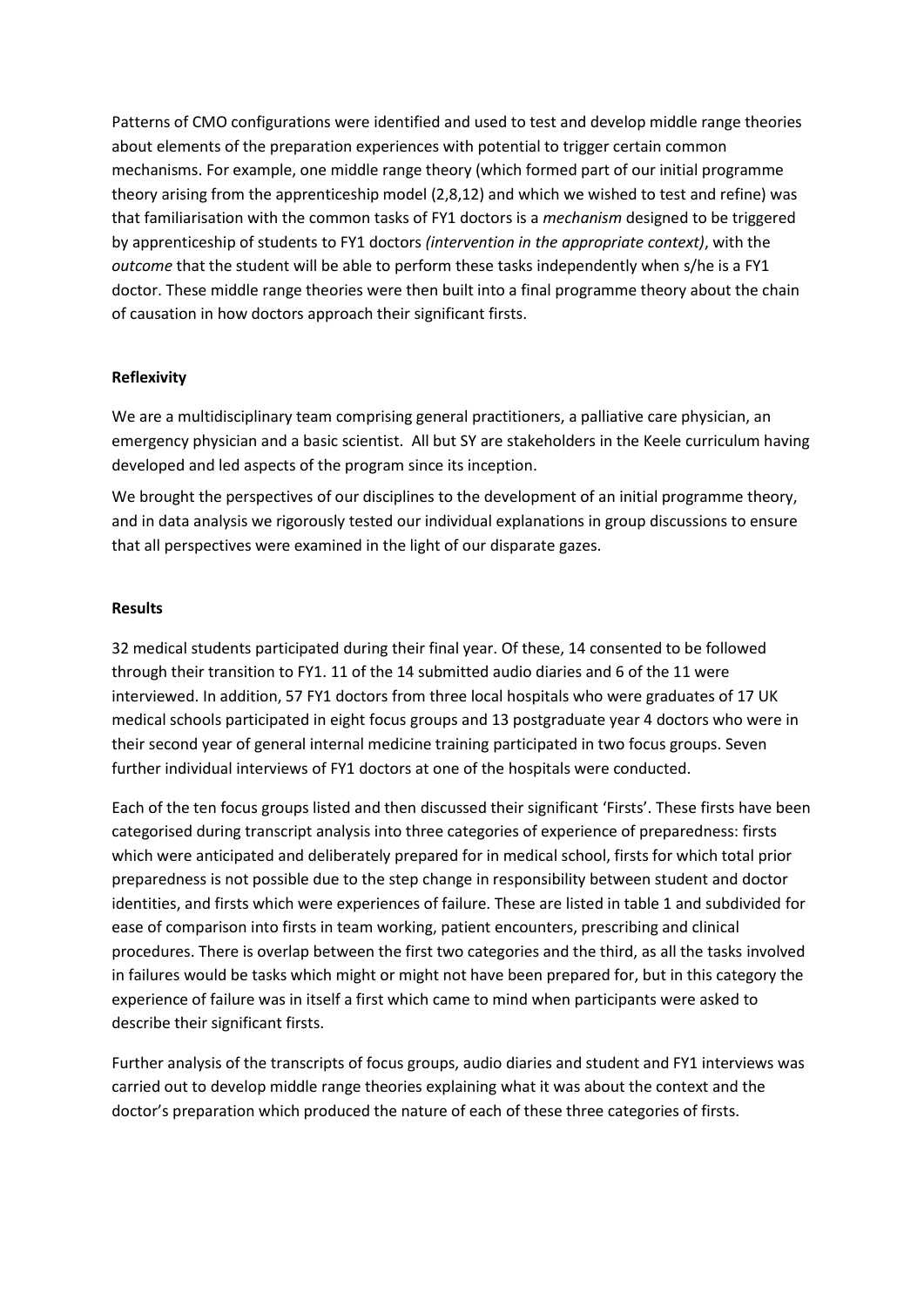Patterns of CMO configurations were identified and used to test and develop middle range theories about elements of the preparation experiences with potential to trigger certain common mechanisms. For example, one middle range theory (which formed part of our initial programme theory arising from the apprenticeship model (2,8,12) and which we wished to test and refine) was that familiarisation with the common tasks of FY1 doctors is a *mechanism* designed to be triggered by apprenticeship of students to FY1 doctors *(intervention in the appropriate context)*, with the *outcome* that the student will be able to perform these tasks independently when s/he is a FY1 doctor. These middle range theories were then built into a final programme theory about the chain of causation in how doctors approach their significant firsts.

**Reflexivity**

We are a multidisciplinary team comprising general practitioners, a palliative care physician, an emergency physician and a basic scientist. All but SY are stakeholders in the Keele curriculum having developed and led aspects of the program since its inception.

We brought the perspectives of our disciplines to the development of an initial programme theory, and in data analysis we rigorously tested our individual explanations in group discussions to ensure that all perspectives were examined in the light of our disparate gazes.

**Results**

32 medical students participated during their final year. Of these, 14 consented to be followed through their transition to FY1. 11 of the 14 submitted audio diaries and 6 of the 11 were interviewed. In addition, 57 FY1 doctors from three local hospitals who were graduates of 17 UK medical schools participated in eight focus groups and 13 postgraduate year 4 doctors who were in their second year of general internal medicine training participated in two focus groups. Seven further individual interviews of FY1 doctors at one of the hospitals were conducted.

Each of the ten focus groups listed and then discussed their significant 'Firsts'. These firsts have been categorised during transcript analysis into three categories of experience of preparedness: firsts which were anticipated and deliberately prepared for in medical school, firsts for which total prior preparedness is not possible due to the step change in responsibility between student and doctor identities, and firsts which were experiences of failure. These are listed in table 1 and subdivided for ease of comparison into firsts in team working, patient encounters, prescribing and clinical procedures. There is overlap between the first two categories and the third, as all the tasks involved in failures would be tasks which might or might not have been prepared for, but in this category the experience of failure was in itself a first which came to mind when participants were asked to describe their significant firsts.

Further analysis of the transcripts of focus groups, audio diaries and student and FY1 interviews was carried out to develop middle range theories explaining what it was about the context and the doctor's preparation which produced the nature of each of these three categories of firsts.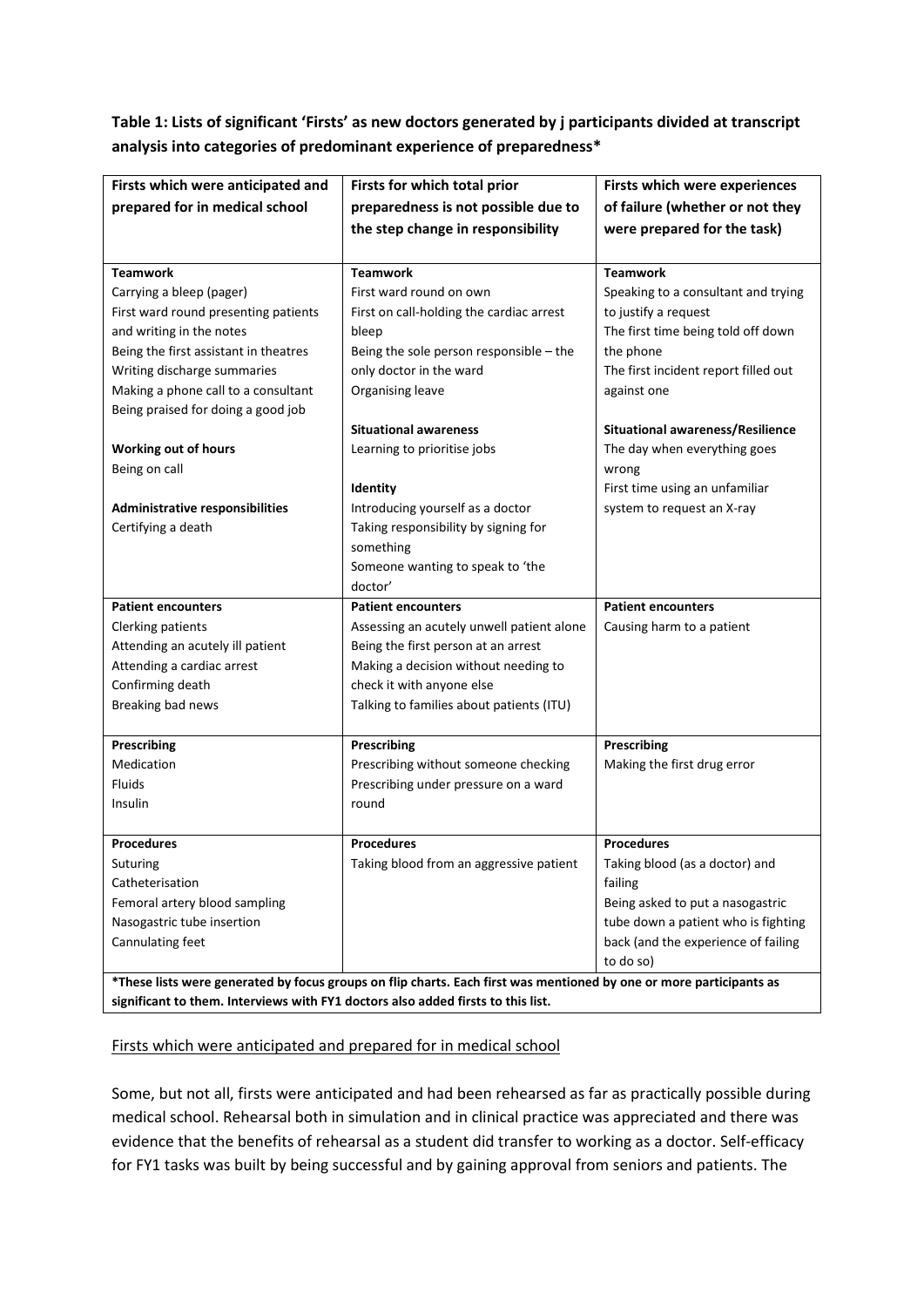**Table 1: Lists of significant 'Firsts' as new doctors generated by j participants divided at transcript analysis into categories of predominant experience of preparedness***

| Firsts which were anticipated and prepared for in medical school | Firsts for which total prior preparedness is not possible due to the step change in responsibility | Firsts which were experiences of failure (whether or not they were prepared for the task) |
|---|---|---|
| **Teamwork**<br>Carrying a bleep (pager)<br>First ward round presenting patients and writing in the notes<br>Being the first assistant in theatres<br>Writing discharge summaries<br>Making a phone call to a consultant<br>Being praised for doing a good job<br><br>**Working out of hours**<br>Being on call<br><br>**Administrative responsibilities**<br>Certifying a death | **Teamwork**<br>First ward round on own<br>First on call-holding the cardiac arrest bleep<br>Being the sole person responsible – the only doctor in the ward<br>Organising leave<br><br>**Situational awareness**<br>Learning to prioritise jobs<br><br>**Identity**<br>Introducing yourself as a doctor<br>Taking responsibility by signing for something<br>Someone wanting to speak to 'the doctor' | **Teamwork**<br>Speaking to a consultant and trying to justify a request<br>The first time being told off down the phone<br>The first incident report filled out against one<br><br>**Situational awareness/Resilience**<br>The day when everything goes wrong<br>First time using an unfamiliar system to request an X-ray |
| **Patient encounters**<br>Clerking patients<br>Attending an acutely ill patient<br>Attending a cardiac arrest<br>Confirming death<br>Breaking bad news | **Patient encounters**<br>Assessing an acutely unwell patient alone<br>Being the first person at an arrest<br>Making a decision without needing to check it with anyone else<br>Talking to families about patients (ITU) | **Patient encounters**<br>Causing harm to a patient |
| **Prescribing**<br>Medication<br>Fluids<br>Insulin | **Prescribing**<br>Prescribing without someone checking<br>Prescribing under pressure on a ward round | **Prescribing**<br>Making the first drug error |
| **Procedures**<br>Suturing<br>Catheterisation<br>Femoral artery blood sampling<br>Nasogastric tube insertion<br>Cannulating feet | **Procedures**<br>Taking blood from an aggressive patient | **Procedures**<br>Taking blood (as a doctor) and failing<br>Being asked to put a nasogastric tube down a patient who is fighting back (and the experience of failing to do so) |

***These lists were generated by focus groups on flip charts. Each first was mentioned by one or more participants as significant to them. Interviews with FY1 doctors also added firsts to this list.**

Firsts which were anticipated and prepared for in medical school

Some, but not all, firsts were anticipated and had been rehearsed as far as practically possible during medical school. Rehearsal both in simulation and in clinical practice was appreciated and there was evidence that the benefits of rehearsal as a student did transfer to working as a doctor. Self-efficacy for FY1 tasks was built by being successful and by gaining approval from seniors and patients. The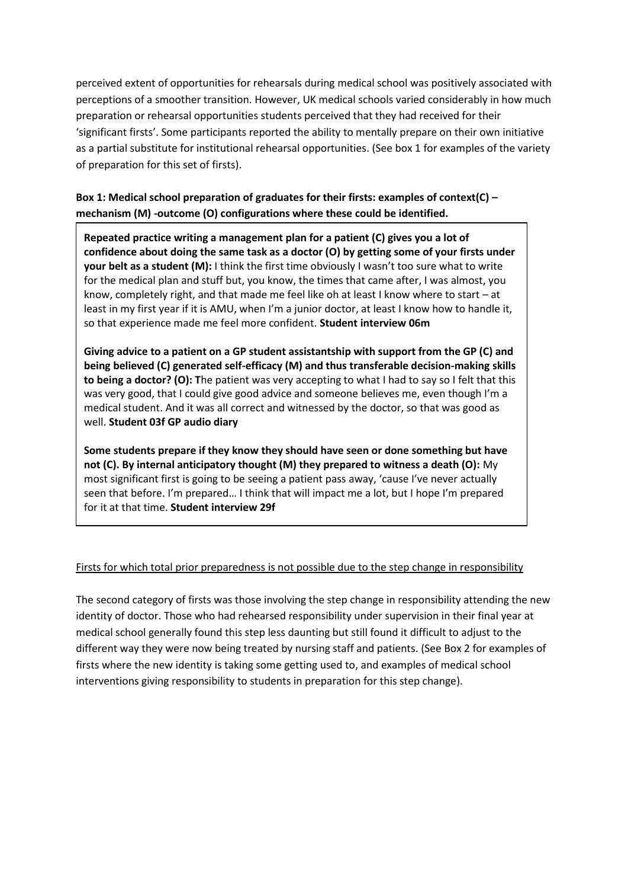perceived extent of opportunities for rehearsals during medical school was positively associated with perceptions of a smoother transition. However, UK medical schools varied considerably in how much preparation or rehearsal opportunities students perceived that they had received for their 'significant firsts'. Some participants reported the ability to mentally prepare on their own initiative as a partial substitute for institutional rehearsal opportunities. (See box 1 for examples of the variety of preparation for this set of firsts).

**Box 1: Medical school preparation of graduates for their firsts: examples of context(C) – mechanism (M) -outcome (O) configurations where these could be identified.**

**Repeated practice writing a management plan for a patient (C) gives you a lot of confidence about doing the same task as a doctor (O) by getting some of your firsts under your belt as a student (M):** I think the first time obviously I wasn't too sure what to write for the medical plan and stuff but, you know, the times that came after, I was almost, you know, completely right, and that made me feel like oh at least I know where to start – at least in my first year if it is AMU, when I'm a junior doctor, at least I know how to handle it, so that experience made me feel more confident. **Student interview 06m**

**Giving advice to a patient on a GP student assistantship with support from the GP (C) and being believed (C) generated self-efficacy (M) and thus transferable decision-making skills to being a doctor? (O): T**he patient was very accepting to what I had to say so I felt that this was very good, that I could give good advice and someone believes me, even though I'm a medical student. And it was all correct and witnessed by the doctor, so that was good as well. **Student 03f GP audio diary**

**Some students prepare if they know they should have seen or done something but have not (C). By internal anticipatory thought (M) they prepared to witness a death (O):** My most significant first is going to be seeing a patient pass away, 'cause I've never actually seen that before. I'm prepared… I think that will impact me a lot, but I hope I'm prepared for it at that time. **Student interview 29f**

<u>Firsts for which total prior preparedness is not possible due to the step change in responsibility</u>

The second category of firsts was those involving the step change in responsibility attending the new identity of doctor. Those who had rehearsed responsibility under supervision in their final year at medical school generally found this step less daunting but still found it difficult to adjust to the different way they were now being treated by nursing staff and patients. (See Box 2 for examples of firsts where the new identity is taking some getting used to, and examples of medical school interventions giving responsibility to students in preparation for this step change).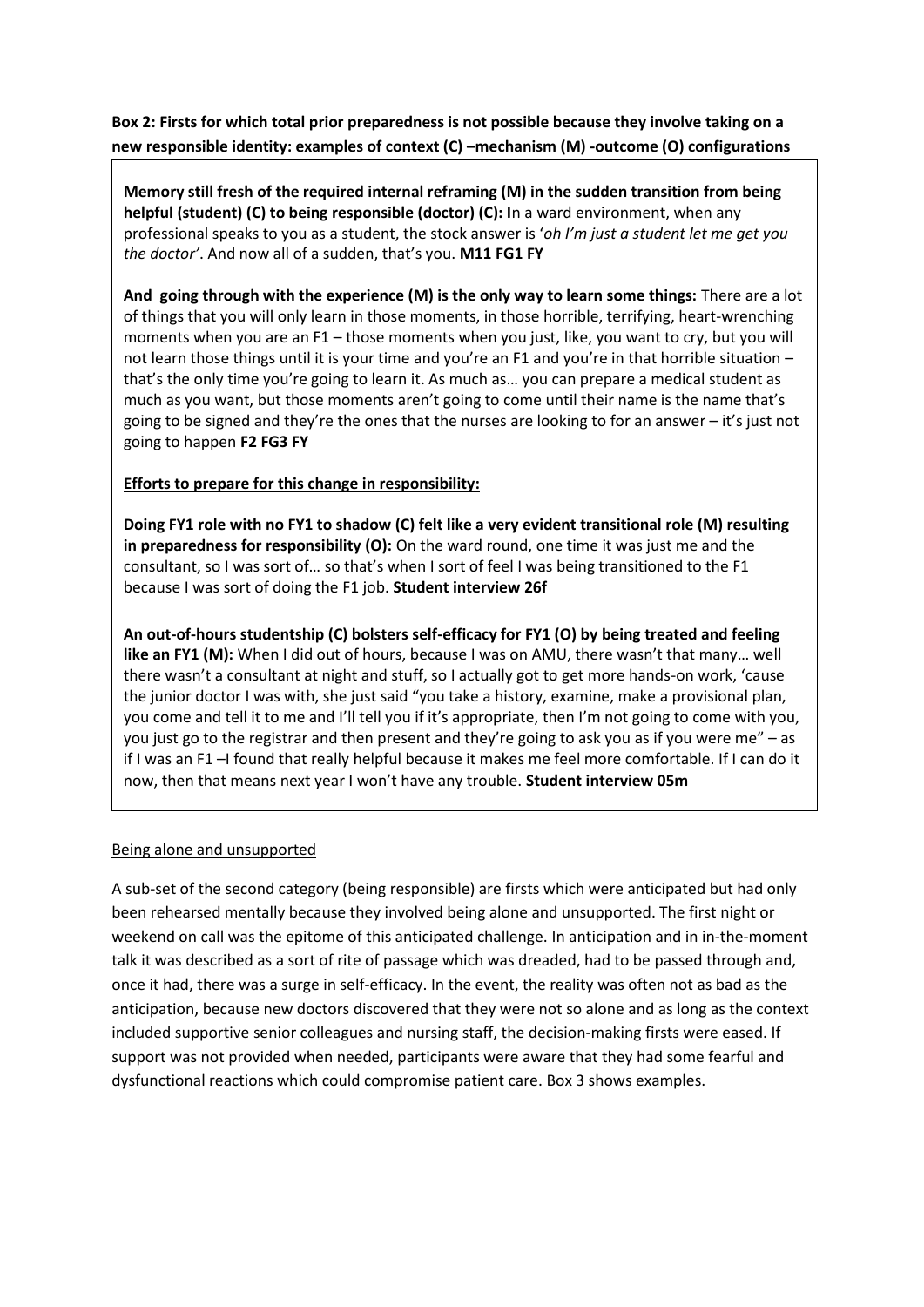**Box 2: Firsts for which total prior preparedness is not possible because they involve taking on a new responsible identity: examples of context (C) –mechanism (M) -outcome (O) configurations**

**Memory still fresh of the required internal reframing (M) in the sudden transition from being helpful (student) (C) to being responsible (doctor) (C): I**n a ward environment, when any professional speaks to you as a student, the stock answer is '*oh I'm just a student let me get you the doctor'*. And now all of a sudden, that's you. **M11 FG1 FY**

**And going through with the experience (M) is the only way to learn some things:** There are a lot of things that you will only learn in those moments, in those horrible, terrifying, heart-wrenching moments when you are an F1 – those moments when you just, like, you want to cry, but you will not learn those things until it is your time and you're an F1 and you're in that horrible situation – that's the only time you're going to learn it. As much as… you can prepare a medical student as much as you want, but those moments aren't going to come until their name is the name that's going to be signed and they're the ones that the nurses are looking to for an answer – it's just not going to happen **F2 FG3 FY**

**Efforts to prepare for this change in responsibility:**

**Doing FY1 role with no FY1 to shadow (C) felt like a very evident transitional role (M) resulting in preparedness for responsibility (O):** On the ward round, one time it was just me and the consultant, so I was sort of… so that's when I sort of feel I was being transitioned to the F1 because I was sort of doing the F1 job. **Student interview 26f**

**An out-of-hours studentship (C) bolsters self-efficacy for FY1 (O) by being treated and feeling like an FY1 (M):** When I did out of hours, because I was on AMU, there wasn't that many… well there wasn't a consultant at night and stuff, so I actually got to get more hands-on work, 'cause the junior doctor I was with, she just said "you take a history, examine, make a provisional plan, you come and tell it to me and I'll tell you if it's appropriate, then I'm not going to come with you, you just go to the registrar and then present and they're going to ask you as if you were me" – as if I was an F1 –I found that really helpful because it makes me feel more comfortable. If I can do it now, then that means next year I won't have any trouble. **Student interview 05m**

Being alone and unsupported

A sub-set of the second category (being responsible) are firsts which were anticipated but had only been rehearsed mentally because they involved being alone and unsupported. The first night or weekend on call was the epitome of this anticipated challenge. In anticipation and in in-the-moment talk it was described as a sort of rite of passage which was dreaded, had to be passed through and, once it had, there was a surge in self-efficacy. In the event, the reality was often not as bad as the anticipation, because new doctors discovered that they were not so alone and as long as the context included supportive senior colleagues and nursing staff, the decision-making firsts were eased. If support was not provided when needed, participants were aware that they had some fearful and dysfunctional reactions which could compromise patient care. Box 3 shows examples.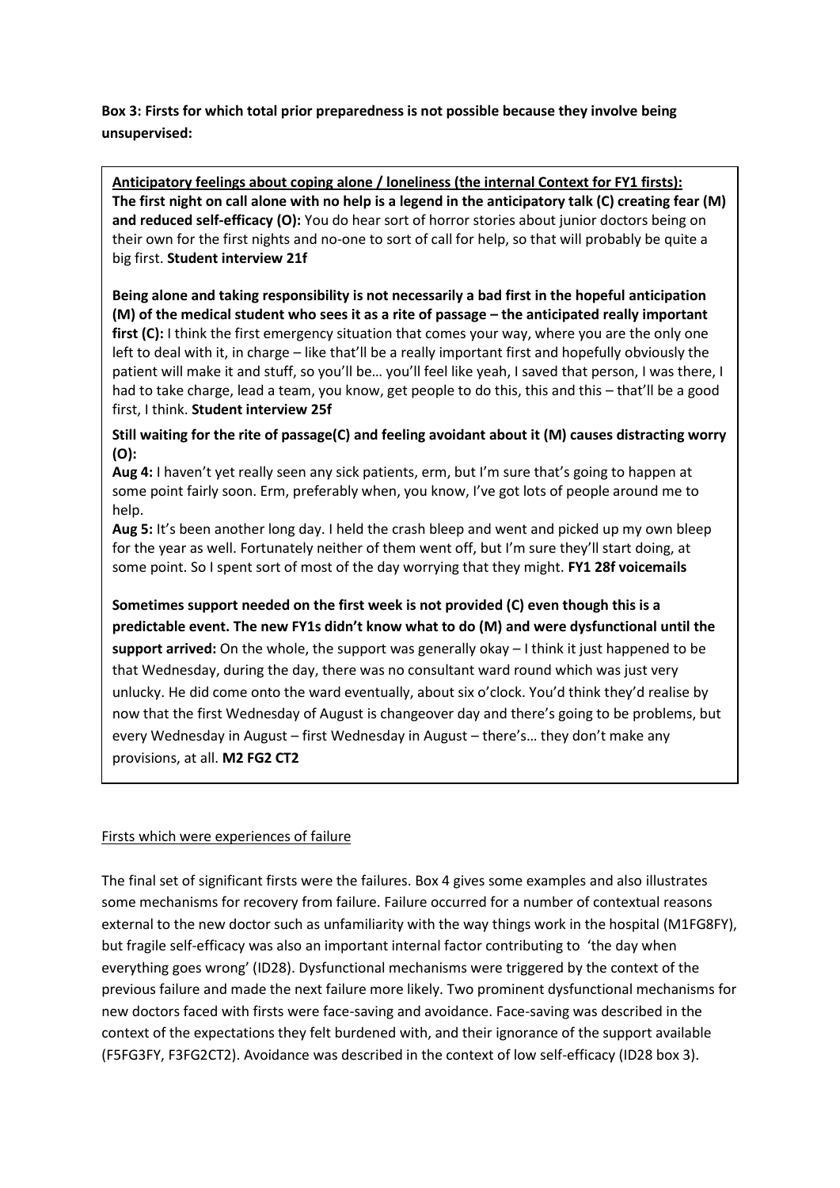**Box 3: Firsts for which total prior preparedness is not possible because they involve being unsupervised:**

**Anticipatory feelings about coping alone / loneliness (the internal Context for FY1 firsts):**

**The first night on call alone with no help is a legend in the anticipatory talk (C) creating fear (M) and reduced self-efficacy (O):** You do hear sort of horror stories about junior doctors being on their own for the first nights and no-one to sort of call for help, so that will probably be quite a big first. **Student interview 21f**

**Being alone and taking responsibility is not necessarily a bad first in the hopeful anticipation (M) of the medical student who sees it as a rite of passage – the anticipated really important first (C):** I think the first emergency situation that comes your way, where you are the only one left to deal with it, in charge – like that'll be a really important first and hopefully obviously the patient will make it and stuff, so you'll be… you'll feel like yeah, I saved that person, I was there, I had to take charge, lead a team, you know, get people to do this, this and this – that'll be a good first, I think. **Student interview 25f**

**Still waiting for the rite of passage(C) and feeling avoidant about it (M) causes distracting worry (O):**

**Aug 4:** I haven't yet really seen any sick patients, erm, but I'm sure that's going to happen at some point fairly soon. Erm, preferably when, you know, I've got lots of people around me to help.

**Aug 5:** It's been another long day. I held the crash bleep and went and picked up my own bleep for the year as well. Fortunately neither of them went off, but I'm sure they'll start doing, at some point. So I spent sort of most of the day worrying that they might. **FY1 28f voicemails**

**Sometimes support needed on the first week is not provided (C) even though this is a predictable event. The new FY1s didn't know what to do (M) and were dysfunctional until the support arrived:** On the whole, the support was generally okay – I think it just happened to be that Wednesday, during the day, there was no consultant ward round which was just very unlucky. He did come onto the ward eventually, about six o'clock. You'd think they'd realise by now that the first Wednesday of August is changeover day and there's going to be problems, but every Wednesday in August – first Wednesday in August – there's… they don't make any provisions, at all. **M2 FG2 CT2**

Firsts which were experiences of failure

The final set of significant firsts were the failures. Box 4 gives some examples and also illustrates some mechanisms for recovery from failure. Failure occurred for a number of contextual reasons external to the new doctor such as unfamiliarity with the way things work in the hospital (M1FG8FY), but fragile self-efficacy was also an important internal factor contributing to 'the day when everything goes wrong' (ID28). Dysfunctional mechanisms were triggered by the context of the previous failure and made the next failure more likely. Two prominent dysfunctional mechanisms for new doctors faced with firsts were face-saving and avoidance. Face-saving was described in the context of the expectations they felt burdened with, and their ignorance of the support available (F5FG3FY, F3FG2CT2). Avoidance was described in the context of low self-efficacy (ID28 box 3).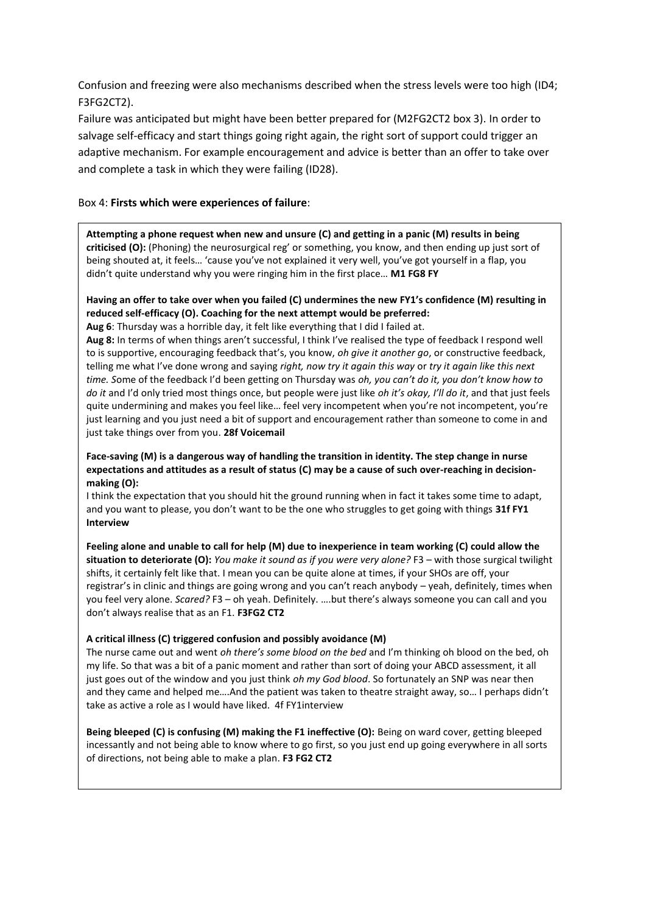Confusion and freezing were also mechanisms described when the stress levels were too high (ID4; F3FG2CT2).

Failure was anticipated but might have been better prepared for (M2FG2CT2 box 3). In order to salvage self-efficacy and start things going right again, the right sort of support could trigger an adaptive mechanism. For example encouragement and advice is better than an offer to take over and complete a task in which they were failing (ID28).

Box 4: **Firsts which were experiences of failure**:

**Attempting a phone request when new and unsure (C) and getting in a panic (M) results in being criticised (O):** (Phoning) the neurosurgical reg' or something, you know, and then ending up just sort of being shouted at, it feels… 'cause you've not explained it very well, you've got yourself in a flap, you didn't quite understand why you were ringing him in the first place… **M1 FG8 FY**

**Having an offer to take over when you failed (C) undermines the new FY1's confidence (M) resulting in reduced self-efficacy (O). Coaching for the next attempt would be preferred:**

**Aug 6**: Thursday was a horrible day, it felt like everything that I did I failed at.

**Aug 8:** In terms of when things aren't successful, I think I've realised the type of feedback I respond well to is supportive, encouraging feedback that's, you know, *oh give it another go*, or constructive feedback, telling me what I've done wrong and saying *right, now try it again this way* or *try it again like this next time. S*ome of the feedback I'd been getting on Thursday was *oh, you can't do it, you don't know how to do it* and I'd only tried most things once, but people were just like *oh it's okay, I'll do it*, and that just feels quite undermining and makes you feel like… feel very incompetent when you're not incompetent, you're just learning and you just need a bit of support and encouragement rather than someone to come in and just take things over from you. **28f Voicemail**

**Face-saving (M) is a dangerous way of handling the transition in identity. The step change in nurse expectations and attitudes as a result of status (C) may be a cause of such over-reaching in decision-making (O):**

I think the expectation that you should hit the ground running when in fact it takes some time to adapt, and you want to please, you don't want to be the one who struggles to get going with things **31f FY1 Interview**

**Feeling alone and unable to call for help (M) due to inexperience in team working (C) could allow the situation to deteriorate (O):** *You make it sound as if you were very alone?* F3 – with those surgical twilight shifts, it certainly felt like that. I mean you can be quite alone at times, if your SHOs are off, your registrar's in clinic and things are going wrong and you can't reach anybody – yeah, definitely, times when you feel very alone. *Scared?* F3 – oh yeah. Definitely. ….but there's always someone you can call and you don't always realise that as an F1. **F3FG2 CT2**

**A critical illness (C) triggered confusion and possibly avoidance (M)**

The nurse came out and went *oh there's some blood on the bed* and I'm thinking oh blood on the bed, oh my life. So that was a bit of a panic moment and rather than sort of doing your ABCD assessment, it all just goes out of the window and you just think *oh my God blood*. So fortunately an SNP was near then and they came and helped me….And the patient was taken to theatre straight away, so… I perhaps didn't take as active a role as I would have liked. 4f FY1interview

**Being bleeped (C) is confusing (M) making the F1 ineffective (O):** Being on ward cover, getting bleeped incessantly and not being able to know where to go first, so you just end up going everywhere in all sorts of directions, not being able to make a plan. **F3 FG2 CT2**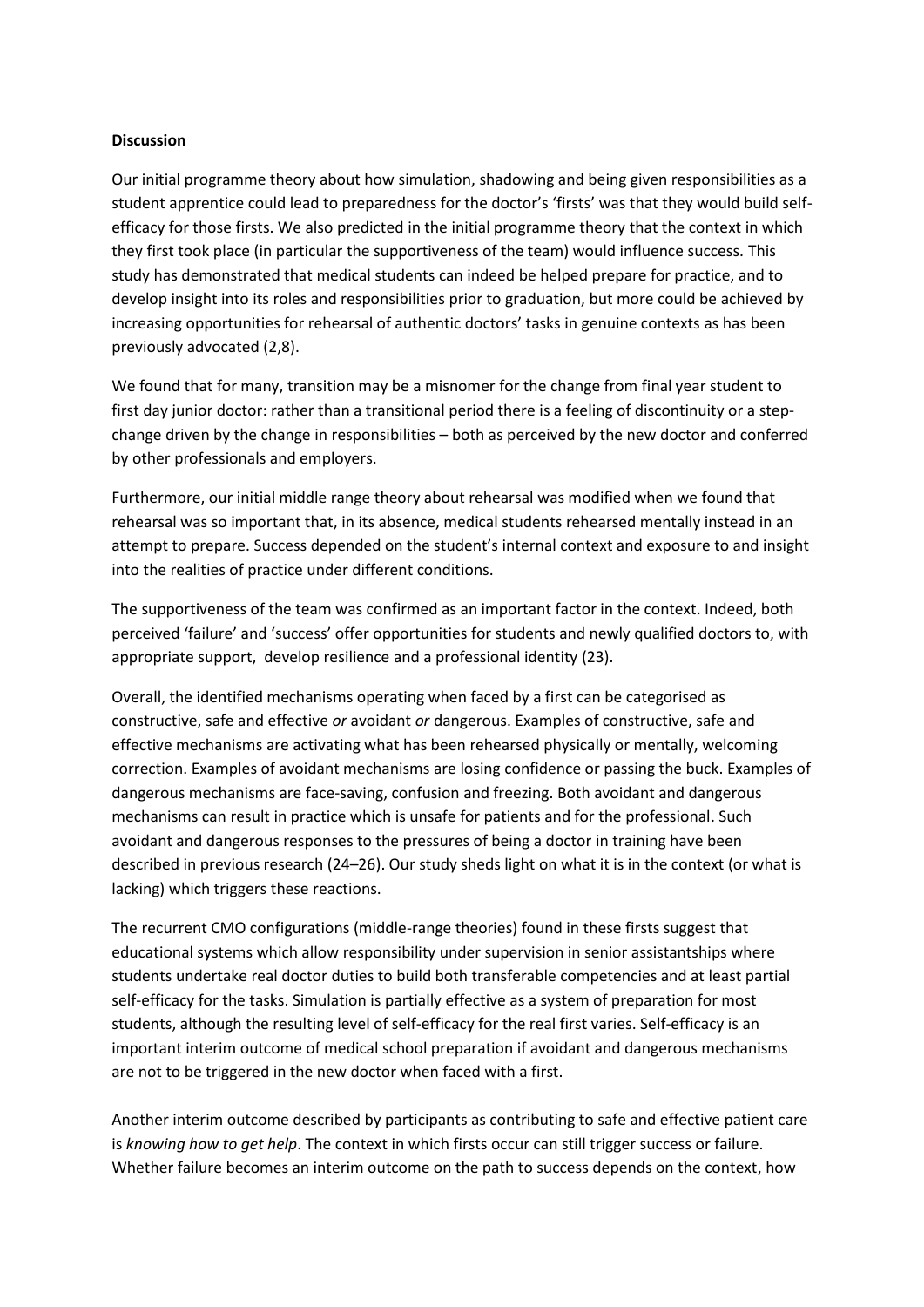**Discussion**

Our initial programme theory about how simulation, shadowing and being given responsibilities as a student apprentice could lead to preparedness for the doctor's 'firsts' was that they would build self-efficacy for those firsts. We also predicted in the initial programme theory that the context in which they first took place (in particular the supportiveness of the team) would influence success. This study has demonstrated that medical students can indeed be helped prepare for practice, and to develop insight into its roles and responsibilities prior to graduation, but more could be achieved by increasing opportunities for rehearsal of authentic doctors' tasks in genuine contexts as has been previously advocated (2,8).

We found that for many, transition may be a misnomer for the change from final year student to first day junior doctor: rather than a transitional period there is a feeling of discontinuity or a step-change driven by the change in responsibilities – both as perceived by the new doctor and conferred by other professionals and employers.

Furthermore, our initial middle range theory about rehearsal was modified when we found that rehearsal was so important that, in its absence, medical students rehearsed mentally instead in an attempt to prepare. Success depended on the student's internal context and exposure to and insight into the realities of practice under different conditions.

The supportiveness of the team was confirmed as an important factor in the context. Indeed, both perceived 'failure' and 'success' offer opportunities for students and newly qualified doctors to, with appropriate support, develop resilience and a professional identity (23).

Overall, the identified mechanisms operating when faced by a first can be categorised as constructive, safe and effective *or* avoidant *or* dangerous. Examples of constructive, safe and effective mechanisms are activating what has been rehearsed physically or mentally, welcoming correction. Examples of avoidant mechanisms are losing confidence or passing the buck. Examples of dangerous mechanisms are face-saving, confusion and freezing. Both avoidant and dangerous mechanisms can result in practice which is unsafe for patients and for the professional. Such avoidant and dangerous responses to the pressures of being a doctor in training have been described in previous research (24–26). Our study sheds light on what it is in the context (or what is lacking) which triggers these reactions.

The recurrent CMO configurations (middle-range theories) found in these firsts suggest that educational systems which allow responsibility under supervision in senior assistantships where students undertake real doctor duties to build both transferable competencies and at least partial self-efficacy for the tasks. Simulation is partially effective as a system of preparation for most students, although the resulting level of self-efficacy for the real first varies. Self-efficacy is an important interim outcome of medical school preparation if avoidant and dangerous mechanisms are not to be triggered in the new doctor when faced with a first.

Another interim outcome described by participants as contributing to safe and effective patient care is *knowing how to get help*. The context in which firsts occur can still trigger success or failure. Whether failure becomes an interim outcome on the path to success depends on the context, how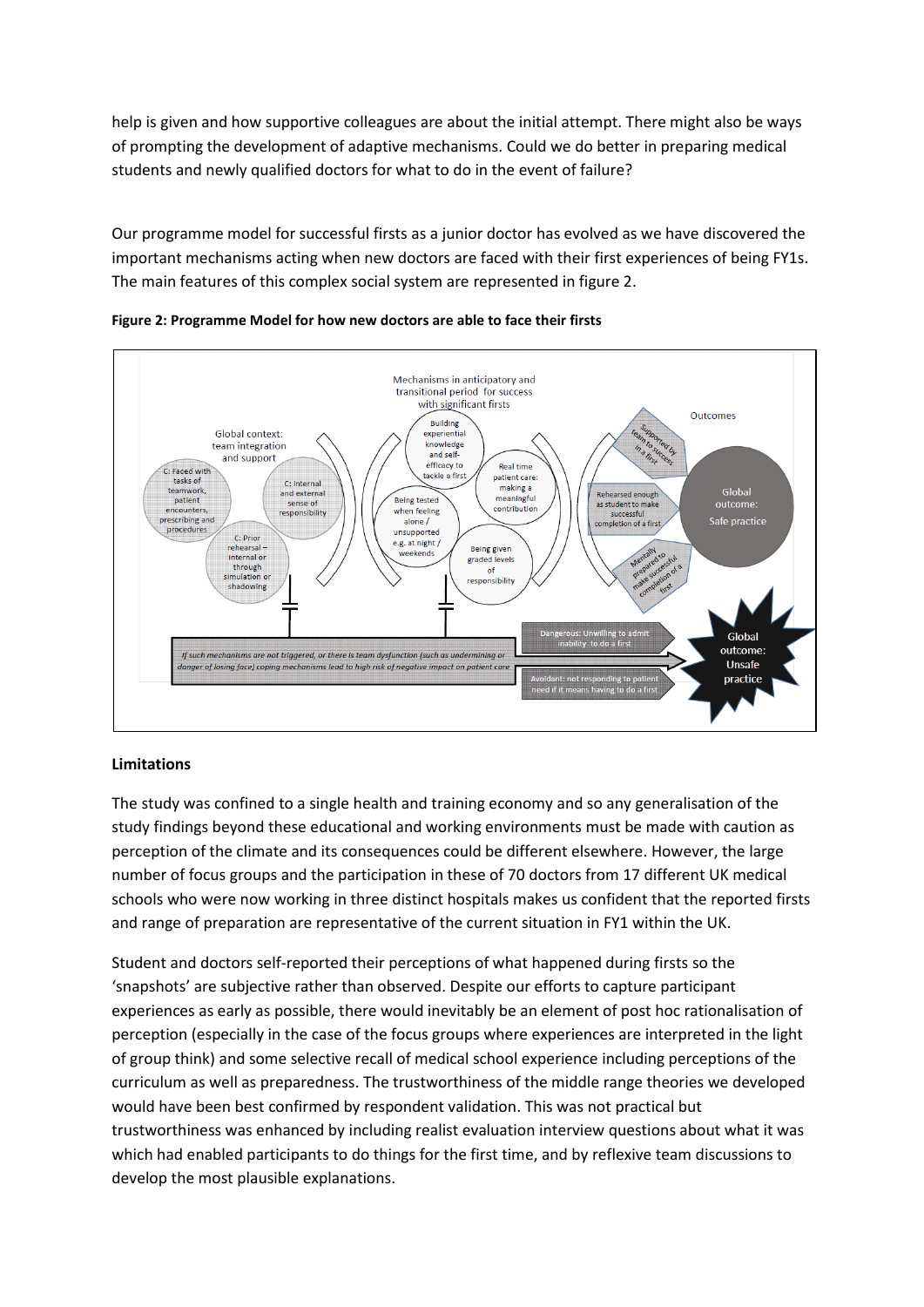help is given and how supportive colleagues are about the initial attempt. There might also be ways of prompting the development of adaptive mechanisms. Could we do better in preparing medical students and newly qualified doctors for what to do in the event of failure?

Our programme model for successful firsts as a junior doctor has evolved as we have discovered the important mechanisms acting when new doctors are faced with their first experiences of being FY1s. The main features of this complex social system are represented in figure 2.

**Figure 2: Programme Model for how new doctors are able to face their firsts**

## Limitations

The study was confined to a single health and training economy and so any generalisation of the study findings beyond these educational and working environments must be made with caution as perception of the climate and its consequences could be different elsewhere. However, the large number of focus groups and the participation in these of 70 doctors from 17 different UK medical schools who were now working in three distinct hospitals makes us confident that the reported firsts and range of preparation are representative of the current situation in FY1 within the UK.

Student and doctors self-reported their perceptions of what happened during firsts so the ‘snapshots’ are subjective rather than observed. Despite our efforts to capture participant experiences as early as possible, there would inevitably be an element of post hoc rationalisation of perception (especially in the case of the focus groups where experiences are interpreted in the light of group think) and some selective recall of medical school experience including perceptions of the curriculum as well as preparedness. The trustworthiness of the middle range theories we developed would have been best confirmed by respondent validation. This was not practical but trustworthiness was enhanced by including realist evaluation interview questions about what it was which had enabled participants to do things for the first time, and by reflexive team discussions to develop the most plausible explanations.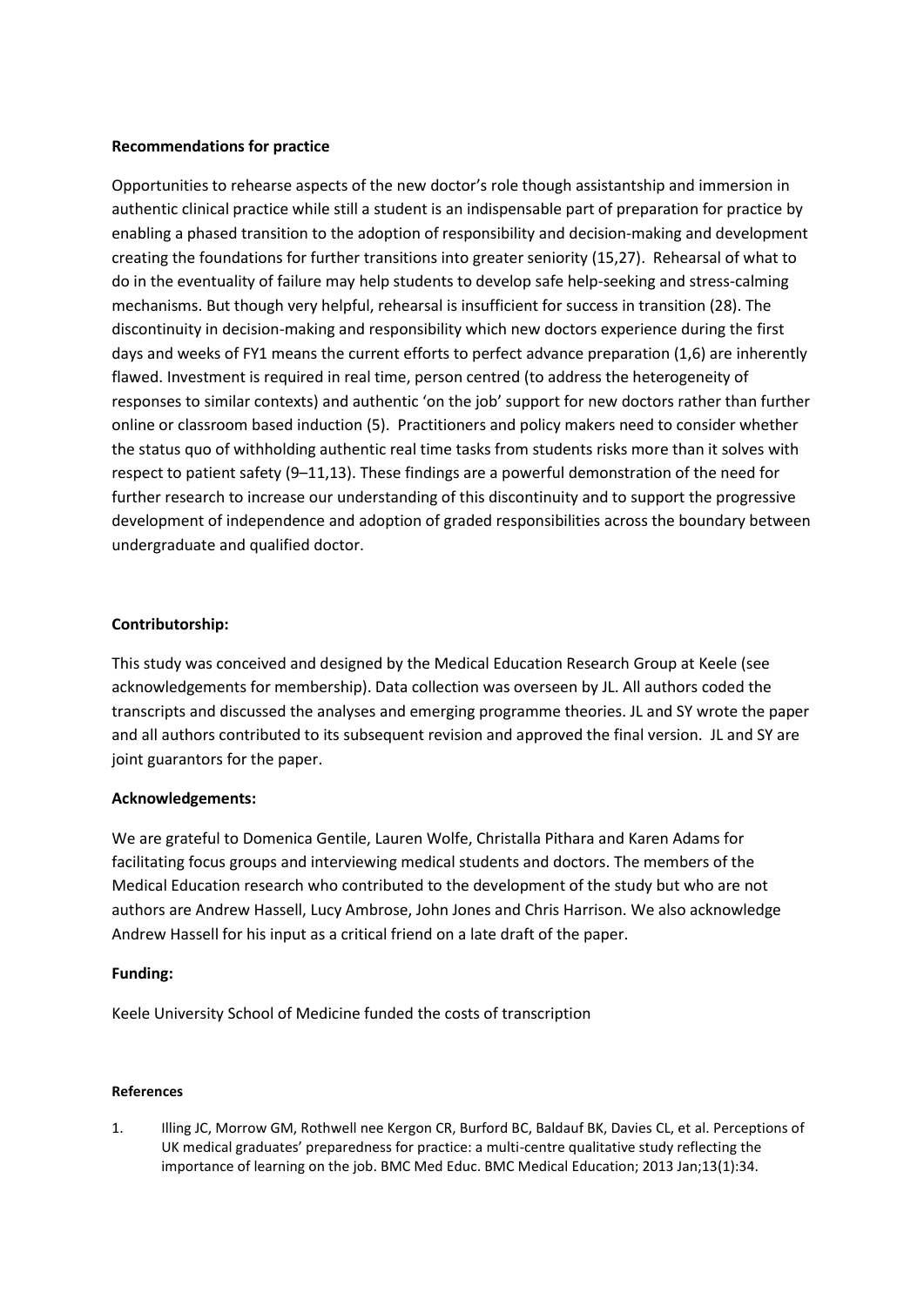**Recommendations for practice**

Opportunities to rehearse aspects of the new doctor's role though assistantship and immersion in authentic clinical practice while still a student is an indispensable part of preparation for practice by enabling a phased transition to the adoption of responsibility and decision-making and development creating the foundations for further transitions into greater seniority (15,27). Rehearsal of what to do in the eventuality of failure may help students to develop safe help-seeking and stress-calming mechanisms. But though very helpful, rehearsal is insufficient for success in transition (28). The discontinuity in decision-making and responsibility which new doctors experience during the first days and weeks of FY1 means the current efforts to perfect advance preparation (1,6) are inherently flawed. Investment is required in real time, person centred (to address the heterogeneity of responses to similar contexts) and authentic 'on the job' support for new doctors rather than further online or classroom based induction (5). Practitioners and policy makers need to consider whether the status quo of withholding authentic real time tasks from students risks more than it solves with respect to patient safety (9–11,13). These findings are a powerful demonstration of the need for further research to increase our understanding of this discontinuity and to support the progressive development of independence and adoption of graded responsibilities across the boundary between undergraduate and qualified doctor.

**Contributorship:**

This study was conceived and designed by the Medical Education Research Group at Keele (see acknowledgements for membership). Data collection was overseen by JL. All authors coded the transcripts and discussed the analyses and emerging programme theories. JL and SY wrote the paper and all authors contributed to its subsequent revision and approved the final version. JL and SY are joint guarantors for the paper.

**Acknowledgements:**

We are grateful to Domenica Gentile, Lauren Wolfe, Christalla Pithara and Karen Adams for facilitating focus groups and interviewing medical students and doctors. The members of the Medical Education research who contributed to the development of the study but who are not authors are Andrew Hassell, Lucy Ambrose, John Jones and Chris Harrison. We also acknowledge Andrew Hassell for his input as a critical friend on a late draft of the paper.

**Funding:**

Keele University School of Medicine funded the costs of transcription

**References**

1. Illing JC, Morrow GM, Rothwell nee Kergon CR, Burford BC, Baldauf BK, Davies CL, et al. Perceptions of UK medical graduates' preparedness for practice: a multi-centre qualitative study reflecting the importance of learning on the job. BMC Med Educ. BMC Medical Education; 2013 Jan;13(1):34.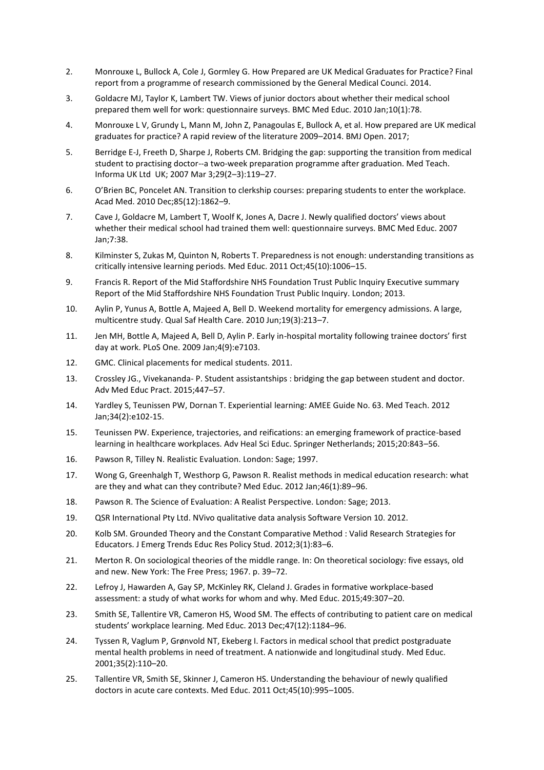2. Monrouxe L, Bullock A, Cole J, Gormley G. How Prepared are UK Medical Graduates for Practice? Final report from a programme of research commissioned by the General Medical Councl. 2014.
3. Goldacre MJ, Taylor K, Lambert TW. Views of junior doctors about whether their medical school prepared them well for work: questionnaire surveys. BMC Med Educ. 2010 Jan;10(1):78.
4. Monrouxe L V, Grundy L, Mann M, John Z, Panagoulas E, Bullock A, et al. How prepared are UK medical graduates for practice? A rapid review of the literature 2009–2014. BMJ Open. 2017;
5. Berridge E-J, Freeth D, Sharpe J, Roberts CM. Bridging the gap: supporting the transition from medical student to practising doctor--a two-week preparation programme after graduation. Med Teach. Informa UK Ltd UK; 2007 Mar 3;29(2–3):119–27.
6. O'Brien BC, Poncelet AN. Transition to clerkship courses: preparing students to enter the workplace. Acad Med. 2010 Dec;85(12):1862–9.
7. Cave J, Goldacre M, Lambert T, Woolf K, Jones A, Dacre J. Newly qualified doctors' views about whether their medical school had trained them well: questionnaire surveys. BMC Med Educ. 2007 Jan;7:38.
8. Kilminster S, Zukas M, Quinton N, Roberts T. Preparedness is not enough: understanding transitions as critically intensive learning periods. Med Educ. 2011 Oct;45(10):1006–15.
9. Francis R. Report of the Mid Staffordshire NHS Foundation Trust Public Inquiry Executive summary Report of the Mid Staffordshire NHS Foundation Trust Public Inquiry. London; 2013.
10. Aylin P, Yunus A, Bottle A, Majeed A, Bell D. Weekend mortality for emergency admissions. A large, multicentre study. Qual Saf Health Care. 2010 Jun;19(3):213–7.
11. Jen MH, Bottle A, Majeed A, Bell D, Aylin P. Early in-hospital mortality following trainee doctors' first day at work. PLoS One. 2009 Jan;4(9):e7103.
12. GMC. Clinical placements for medical students. 2011.
13. Crossley JG., Vivekananda- P. Student assistantships : bridging the gap between student and doctor. Adv Med Educ Pract. 2015;447–57.
14. Yardley S, Teunissen PW, Dornan T. Experiential learning: AMEE Guide No. 63. Med Teach. 2012 Jan;34(2):e102-15.
15. Teunissen PW. Experience, trajectories, and reifications: an emerging framework of practice-based learning in healthcare workplaces. Adv Heal Sci Educ. Springer Netherlands; 2015;20:843–56.
16. Pawson R, Tilley N. Realistic Evaluation. London: Sage; 1997.
17. Wong G, Greenhalgh T, Westhorp G, Pawson R. Realist methods in medical education research: what are they and what can they contribute? Med Educ. 2012 Jan;46(1):89–96.
18. Pawson R. The Science of Evaluation: A Realist Perspective. London: Sage; 2013.
19. QSR International Pty Ltd. NVivo qualitative data analysis Software Version 10. 2012.
20. Kolb SM. Grounded Theory and the Constant Comparative Method : Valid Research Strategies for Educators. J Emerg Trends Educ Res Policy Stud. 2012;3(1):83–6.
21. Merton R. On sociological theories of the middle range. In: On theoretical sociology: five essays, old and new. New York: The Free Press; 1967. p. 39–72.
22. Lefroy J, Hawarden A, Gay SP, McKinley RK, Cleland J. Grades in formative workplace-based assessment: a study of what works for whom and why. Med Educ. 2015;49:307–20.
23. Smith SE, Tallentire VR, Cameron HS, Wood SM. The effects of contributing to patient care on medical students' workplace learning. Med Educ. 2013 Dec;47(12):1184–96.
24. Tyssen R, Vaglum P, Grønvold NT, Ekeberg I. Factors in medical school that predict postgraduate mental health problems in need of treatment. A nationwide and longitudinal study. Med Educ. 2001;35(2):110–20.
25. Tallentire VR, Smith SE, Skinner J, Cameron HS. Understanding the behaviour of newly qualified doctors in acute care contexts. Med Educ. 2011 Oct;45(10):995–1005.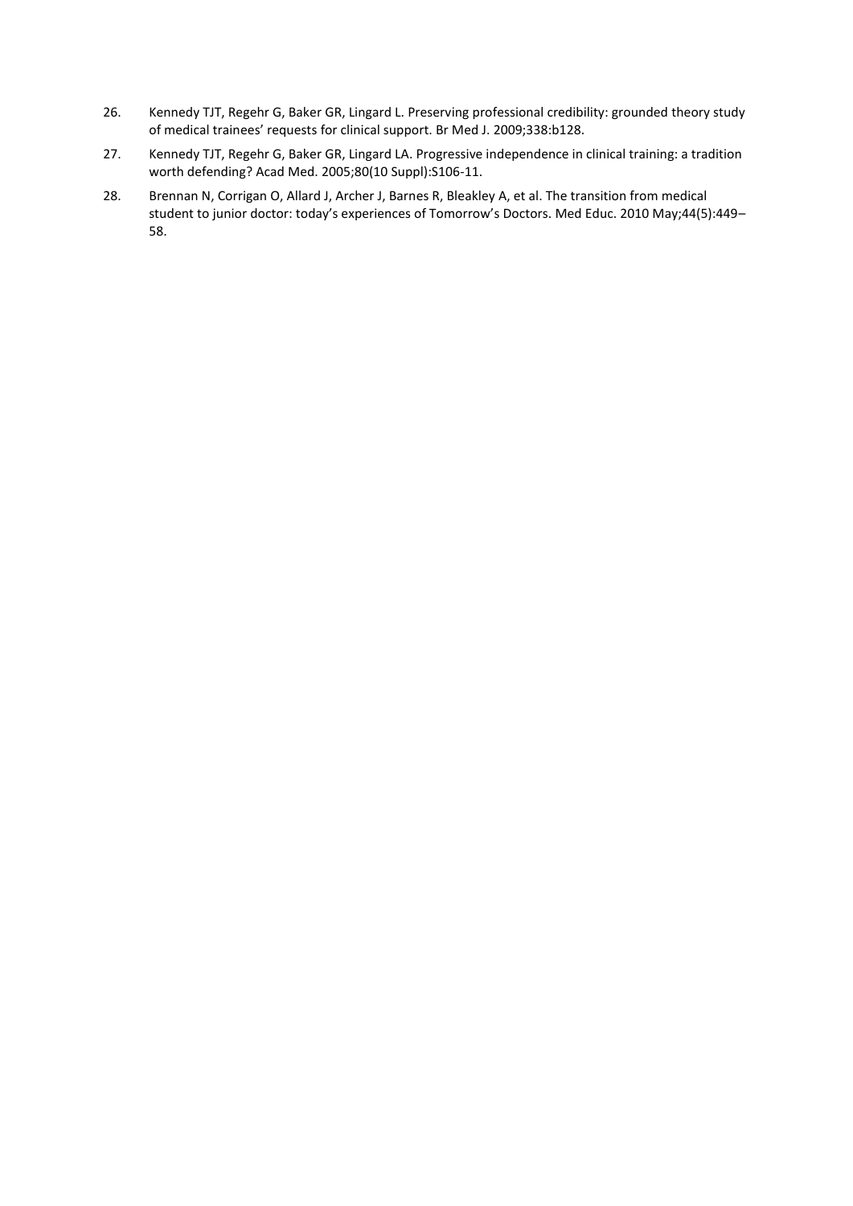26. Kennedy TJT, Regehr G, Baker GR, Lingard L. Preserving professional credibility: grounded theory study of medical trainees' requests for clinical support. Br Med J. 2009;338:b128.
27. Kennedy TJT, Regehr G, Baker GR, Lingard LA. Progressive independence in clinical training: a tradition worth defending? Acad Med. 2005;80(10 Suppl):S106-11.
28. Brennan N, Corrigan O, Allard J, Archer J, Barnes R, Bleakley A, et al. The transition from medical student to junior doctor: today's experiences of Tomorrow's Doctors. Med Educ. 2010 May;44(5):449–58.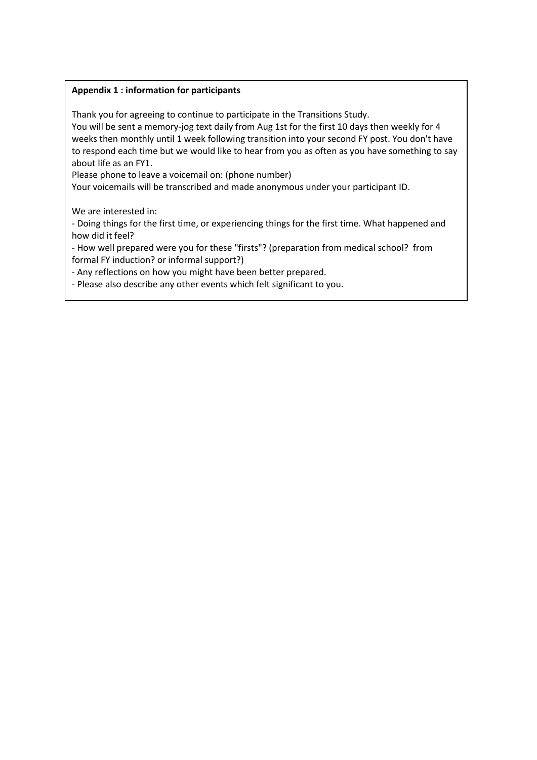**Appendix 1 : information for participants**

Thank you for agreeing to continue to participate in the Transitions Study.
You will be sent a memory-jog text daily from Aug 1st for the first 10 days then weekly for 4 weeks then monthly until 1 week following transition into your second FY post. You don't have to respond each time but we would like to hear from you as often as you have something to say about life as an FY1.
Please phone to leave a voicemail on: (phone number)
Your voicemails will be transcribed and made anonymous under your participant ID.

We are interested in:
- Doing things for the first time, or experiencing things for the first time. What happened and how did it feel?
- How well prepared were you for these "firsts"? (preparation from medical school? from formal FY induction? or informal support?)
- Any reflections on how you might have been better prepared.
- Please also describe any other events which felt significant to you.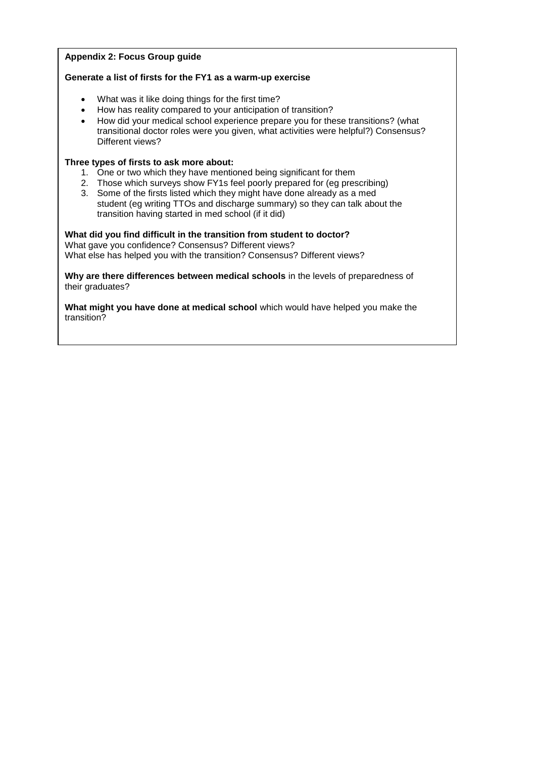**Appendix 2: Focus Group guide**

**Generate a list of firsts for the FY1 as a warm-up exercise**

- What was it like doing things for the first time?
- How has reality compared to your anticipation of transition?
- How did your medical school experience prepare you for these transitions? (what transitional doctor roles were you given, what activities were helpful?) Consensus? Different views?

**Three types of firsts to ask more about:**

1. One or two which they have mentioned being significant for them
2. Those which surveys show FY1s feel poorly prepared for (eg prescribing)
3. Some of the firsts listed which they might have done already as a med student (eg writing TTOs and discharge summary) so they can talk about the transition having started in med school (if it did)

**What did you find difficult in the transition from student to doctor?**
What gave you confidence? Consensus? Different views?
What else has helped you with the transition? Consensus? Different views?

**Why are there differences between medical schools** in the levels of preparedness of their graduates?

**What might you have done at medical school** which would have helped you make the transition?